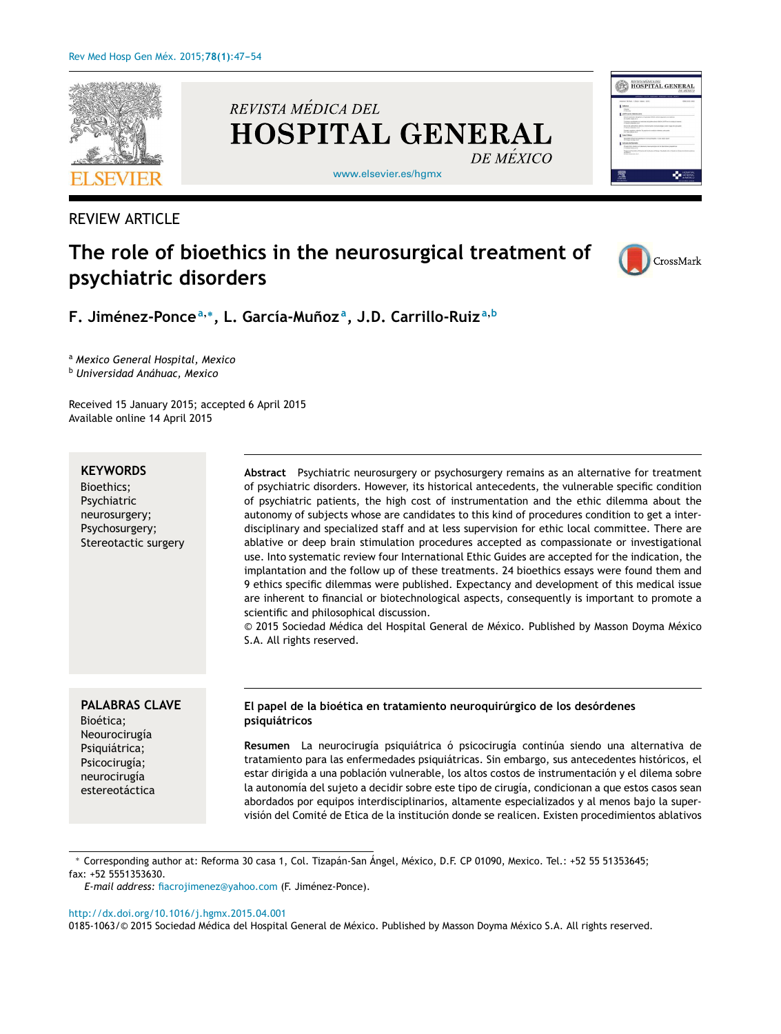REVIEW ARTICLE

# The role of bioethics in the neurosurgical treatment of psychiatric disorders

**F. Jiménez-Ponce**[a,*], **L. García-Muñoz**[a], **J.D. Carrillo-Ruiz**[a,b]

[a] *Mexico General Hospital, Mexico*
[b] *Universidad Anáhuac, Mexico*

Received 15 January 2015; accepted 6 April 2015
Available online 14 April 2015

**KEYWORDS**
Bioethics;
Psychiatric neurosurgery;
Psychosurgery;
Stereotactic surgery

**Abstract** Psychiatric neurosurgery or psychosurgery remains as an alternative for treatment of psychiatric disorders. However, its historical antecedents, the vulnerable specific condition of psychiatric patients, the high cost of instrumentation and the ethic dilemma about the autonomy of subjects whose are candidates to this kind of procedures condition to get a interdisciplinary and specialized staff and at less supervision for ethic local committee. There are ablative or deep brain stimulation procedures accepted as compassionate or investigational use. Into systematic review four International Ethic Guides are accepted for the indication, the implantation and the follow up of these treatments. 24 bioethics essays were found them and 9 ethics specific dilemmas were published. Expectancy and development of this medical issue are inherent to financial or biotechnological aspects, consequently is important to promote a scientific and philosophical discussion.
© 2015 Sociedad Médica del Hospital General de México. Published by Masson Doyma México S.A. All rights reserved.

**PALABRAS CLAVE**
Bioética;
Neourocirugía Psiquiátrica;
Psicocirugía;
neurocirugía estereotáctica

**El papel de la bioética en tratamiento neuroquirúrgico de los desórdenes psiquiátricos**

**Resumen** La neurocirugía psiquiátrica ó psicocirugía continúa siendo una alternativa de tratamiento para las enfermedades psiquiátricas. Sin embargo, sus antecedentes históricos, el estar dirigida a una población vulnerable, los altos costos de instrumentación y el dilema sobre la autonomía del sujeto a decidir sobre este tipo de cirugía, condicionan a que estos casos sean abordados por equipos interdisciplinarios, altamente especializados y al menos bajo la supervisión del Comité de Etica de la institución donde se realicen. Existen procedimientos ablativos

* Corresponding author at: Reforma 30 casa 1, Col. Tizapán-San Ángel, México, D.F. CP 01090, Mexico. Tel.: +52 55 51353645; fax: +52 5551353630.
*E-mail address:* fiacrojimenez@yahoo.com (F. Jiménez-Ponce).

http://dx.doi.org/10.1016/j.hgmx.2015.04.001
0185-1063/© 2015 Sociedad Médica del Hospital General de México. Published by Masson Doyma México S.A. All rights reserved.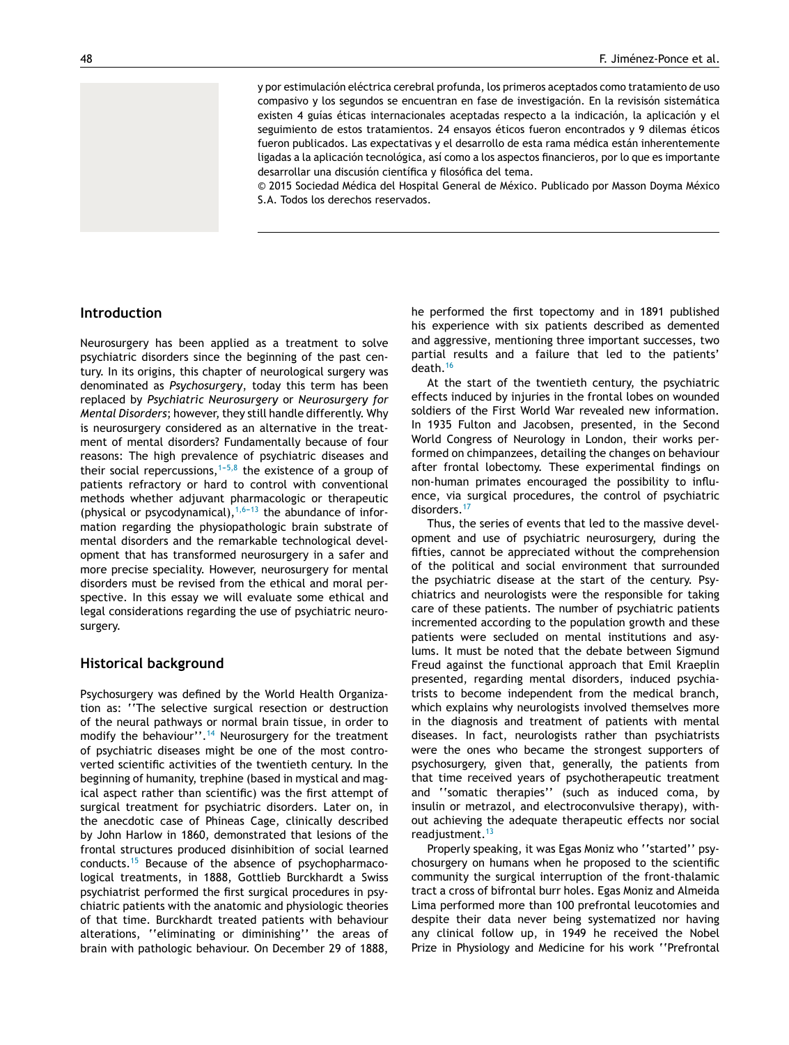y por estimulación eléctrica cerebral profunda, los primeros aceptados como tratamiento de uso compasivo y los segundos se encuentran en fase de investigación. En la revisisón sistemática existen 4 guías éticas internacionales aceptadas respecto a la indicación, la aplicación y el seguimiento de estos tratamientos. 24 ensayos éticos fueron encontrados y 9 dilemas éticos fueron publicados. Las expectativas y el desarrollo de esta rama médica están inherentemente ligadas a la aplicación tecnológica, así como a los aspectos financieros, por lo que es importante desarrollar una discusión científica y filosófica del tema.

© 2015 Sociedad Médica del Hospital General de México. Publicado por Masson Doyma México S.A. Todos los derechos reservados.

## Introduction

Neurosurgery has been applied as a treatment to solve psychiatric disorders since the beginning of the past century. In its origins, this chapter of neurological surgery was denominated as *Psychosurgery*, today this term has been replaced by *Psychiatric Neurosurgery* or *Neurosurgery for Mental Disorders*; however, they still handle differently. Why is neurosurgery considered as an alternative in the treatment of mental disorders? Fundamentally because of four reasons: The high prevalence of psychiatric diseases and their social repercussions,[1–5,8] the existence of a group of patients refractory or hard to control with conventional methods whether adjuvant pharmacologic or therapeutic (physical or psycodynamical),[1,6–13] the abundance of information regarding the physiopathologic brain substrate of mental disorders and the remarkable technological development that has transformed neurosurgery in a safer and more precise speciality. However, neurosurgery for mental disorders must be revised from the ethical and moral perspective. In this essay we will evaluate some ethical and legal considerations regarding the use of psychiatric neurosurgery.

## Historical background

Psychosurgery was defined by the World Health Organization as: ''The selective surgical resection or destruction of the neural pathways or normal brain tissue, in order to modify the behaviour''.[14] Neurosurgery for the treatment of psychiatric diseases might be one of the most controverted scientific activities of the twentieth century. In the beginning of humanity, trephine (based in mystical and magical aspect rather than scientific) was the first attempt of surgical treatment for psychiatric disorders. Later on, in the anecdotic case of Phineas Cage, clinically described by John Harlow in 1860, demonstrated that lesions of the frontal structures produced disinhibition of social learned conducts.[15] Because of the absence of psychopharmacological treatments, in 1888, Gottlieb Burckhardt a Swiss psychiatrist performed the first surgical procedures in psychiatric patients with the anatomic and physiologic theories of that time. Burckhardt treated patients with behaviour alterations, ''eliminating or diminishing'' the areas of brain with pathologic behaviour. On December 29 of 1888, he performed the first topectomy and in 1891 published his experience with six patients described as demented and aggressive, mentioning three important successes, two partial results and a failure that led to the patients' death.[16]

At the start of the twentieth century, the psychiatric effects induced by injuries in the frontal lobes on wounded soldiers of the First World War revealed new information. In 1935 Fulton and Jacobsen, presented, in the Second World Congress of Neurology in London, their works performed on chimpanzees, detailing the changes on behaviour after frontal lobectomy. These experimental findings on non-human primates encouraged the possibility to influence, via surgical procedures, the control of psychiatric disorders.[17]

Thus, the series of events that led to the massive development and use of psychiatric neurosurgery, during the fifties, cannot be appreciated without the comprehension of the political and social environment that surrounded the psychiatric disease at the start of the century. Psychiatrics and neurologists were the responsible for taking care of these patients. The number of psychiatric patients incremented according to the population growth and these patients were secluded on mental institutions and asylums. It must be noted that the debate between Sigmund Freud against the functional approach that Emil Kraeplin presented, regarding mental disorders, induced psychiatrists to become independent from the medical branch, which explains why neurologists involved themselves more in the diagnosis and treatment of patients with mental diseases. In fact, neurologists rather than psychiatrists were the ones who became the strongest supporters of psychosurgery, given that, generally, the patients from that time received years of psychotherapeutic treatment and ''somatic therapies'' (such as induced coma, by insulin or metrazol, and electroconvulsive therapy), without achieving the adequate therapeutic effects nor social readjustment.[13]

Properly speaking, it was Egas Moniz who ''started'' psychosurgery on humans when he proposed to the scientific community the surgical interruption of the front-thalamic tract a cross of bifrontal burr holes. Egas Moniz and Almeida Lima performed more than 100 prefrontal leucotomies and despite their data never being systematized nor having any clinical follow up, in 1949 he received the Nobel Prize in Physiology and Medicine for his work ''Prefrontal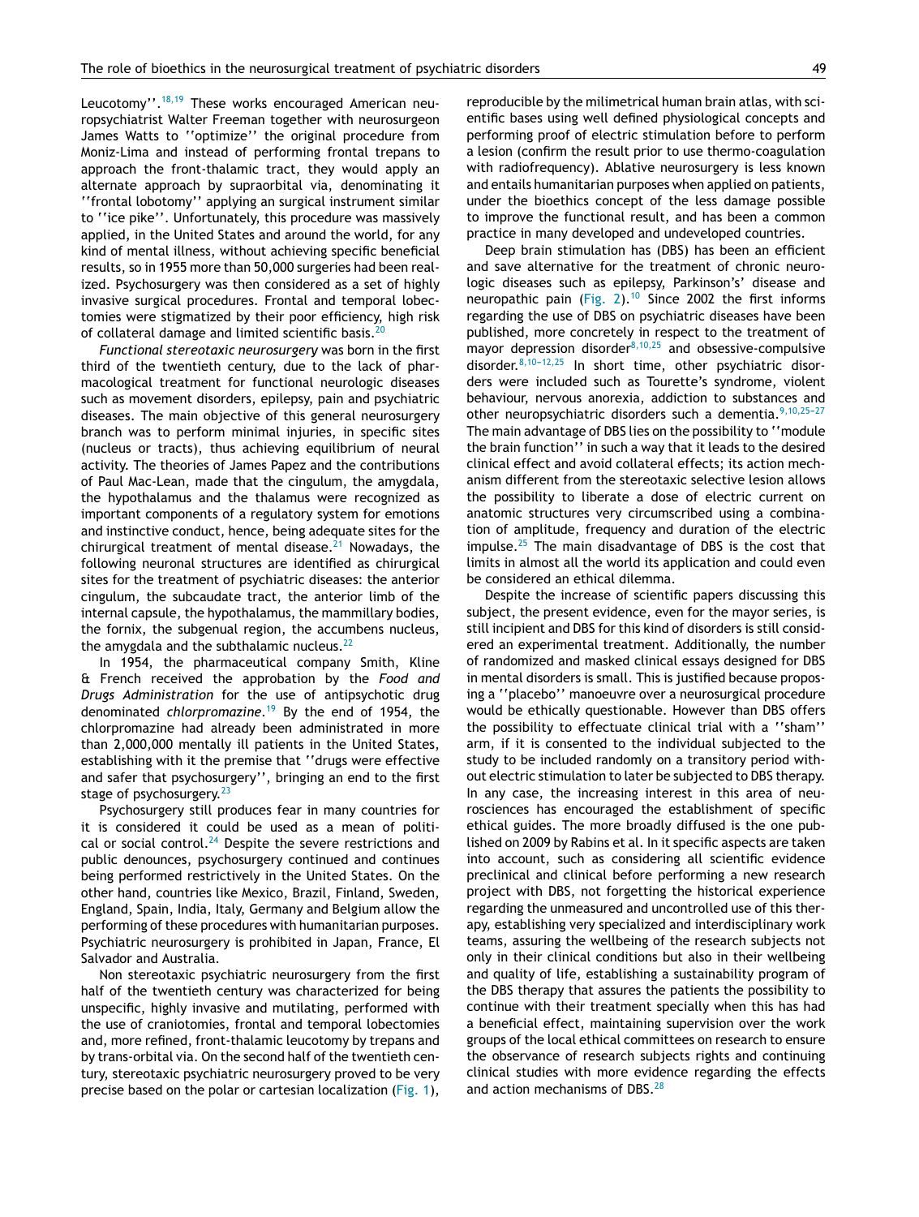Leucotomy''.[18,19] These works encouraged American neuropsychiatrist Walter Freeman together with neurosurgeon James Watts to ''optimize'' the original procedure from Moniz-Lima and instead of performing frontal trepans to approach the front-thalamic tract, they would apply an alternate approach by supraorbital via, denominating it ''frontal lobotomy'' applying an surgical instrument similar to ''ice pike''. Unfortunately, this procedure was massively applied, in the United States and around the world, for any kind of mental illness, without achieving specific beneficial results, so in 1955 more than 50,000 surgeries had been realized. Psychosurgery was then considered as a set of highly invasive surgical procedures. Frontal and temporal lobectomies were stigmatized by their poor efficiency, high risk of collateral damage and limited scientific basis.[20]

*Functional stereotaxic neurosurgery* was born in the first third of the twentieth century, due to the lack of pharmacological treatment for functional neurologic diseases such as movement disorders, epilepsy, pain and psychiatric diseases. The main objective of this general neurosurgery branch was to perform minimal injuries, in specific sites (nucleus or tracts), thus achieving equilibrium of neural activity. The theories of James Papez and the contributions of Paul Mac-Lean, made that the cingulum, the amygdala, the hypothalamus and the thalamus were recognized as important components of a regulatory system for emotions and instinctive conduct, hence, being adequate sites for the chirurgical treatment of mental disease.[21] Nowadays, the following neuronal structures are identified as chirurgical sites for the treatment of psychiatric diseases: the anterior cingulum, the subcaudate tract, the anterior limb of the internal capsule, the hypothalamus, the mammillary bodies, the fornix, the subgenual region, the accumbens nucleus, the amygdala and the subthalamic nucleus.[22]

In 1954, the pharmaceutical company Smith, Kline & French received the approbation by the *Food and Drugs Administration* for the use of antipsychotic drug denominated *chlorpromazine*.[19] By the end of 1954, the chlorpromazine had already been administrated in more than 2,000,000 mentally ill patients in the United States, establishing with it the premise that ''drugs were effective and safer that psychosurgery'', bringing an end to the first stage of psychosurgery.[23]

Psychosurgery still produces fear in many countries for it is considered it could be used as a mean of political or social control.[24] Despite the severe restrictions and public denounces, psychosurgery continued and continues being performed restrictively in the United States. On the other hand, countries like Mexico, Brazil, Finland, Sweden, England, Spain, India, Italy, Germany and Belgium allow the performing of these procedures with humanitarian purposes. Psychiatric neurosurgery is prohibited in Japan, France, El Salvador and Australia.

Non stereotaxic psychiatric neurosurgery from the first half of the twentieth century was characterized for being unspecific, highly invasive and mutilating, performed with the use of craniotomies, frontal and temporal lobectomies and, more refined, front-thalamic leucotomy by trepans and by trans-orbital via. On the second half of the twentieth century, stereotaxic psychiatric neurosurgery proved to be very precise based on the polar or cartesian localization (Fig. 1), reproducible by the milimetrical human brain atlas, with scientific bases using well defined physiological concepts and performing proof of electric stimulation before to perform a lesion (confirm the result prior to use thermo-coagulation with radiofrequency). Ablative neurosurgery is less known and entails humanitarian purposes when applied on patients, under the bioethics concept of the less damage possible to improve the functional result, and has been a common practice in many developed and undeveloped countries.

Deep brain stimulation has (DBS) has been an efficient and save alternative for the treatment of chronic neurologic diseases such as epilepsy, Parkinson's' disease and neuropathic pain (Fig. 2).[10] Since 2002 the first informs regarding the use of DBS on psychiatric diseases have been published, more concretely in respect to the treatment of mayor depression disorder[8,10,25] and obsessive-compulsive disorder.[8,10–12,25] In short time, other psychiatric disorders were included such as Tourette's syndrome, violent behaviour, nervous anorexia, addiction to substances and other neuropsychiatric disorders such a dementia.[9,10,25–27] The main advantage of DBS lies on the possibility to ''module the brain function'' in such a way that it leads to the desired clinical effect and avoid collateral effects; its action mechanism different from the stereotaxic selective lesion allows the possibility to liberate a dose of electric current on anatomic structures very circumscribed using a combination of amplitude, frequency and duration of the electric impulse.[25] The main disadvantage of DBS is the cost that limits in almost all the world its application and could even be considered an ethical dilemma.

Despite the increase of scientific papers discussing this subject, the present evidence, even for the mayor series, is still incipient and DBS for this kind of disorders is still considered an experimental treatment. Additionally, the number of randomized and masked clinical essays designed for DBS in mental disorders is small. This is justified because proposing a ''placebo'' manoeuvre over a neurosurgical procedure would be ethically questionable. However than DBS offers the possibility to effectuate clinical trial with a ''sham'' arm, if it is consented to the individual subjected to the study to be included randomly on a transitory period without electric stimulation to later be subjected to DBS therapy. In any case, the increasing interest in this area of neurosciences has encouraged the establishment of specific ethical guides. The more broadly diffused is the one published on 2009 by Rabins et al. In it specific aspects are taken into account, such as considering all scientific evidence preclinical and clinical before performing a new research project with DBS, not forgetting the historical experience regarding the unmeasured and uncontrolled use of this therapy, establishing very specialized and interdisciplinary work teams, assuring the wellbeing of the research subjects not only in their clinical conditions but also in their wellbeing and quality of life, establishing a sustainability program of the DBS therapy that assures the patients the possibility to continue with their treatment specially when this has had a beneficial effect, maintaining supervision over the work groups of the local ethical committees on research to ensure the observance of research subjects rights and continuing clinical studies with more evidence regarding the effects and action mechanisms of DBS.[28]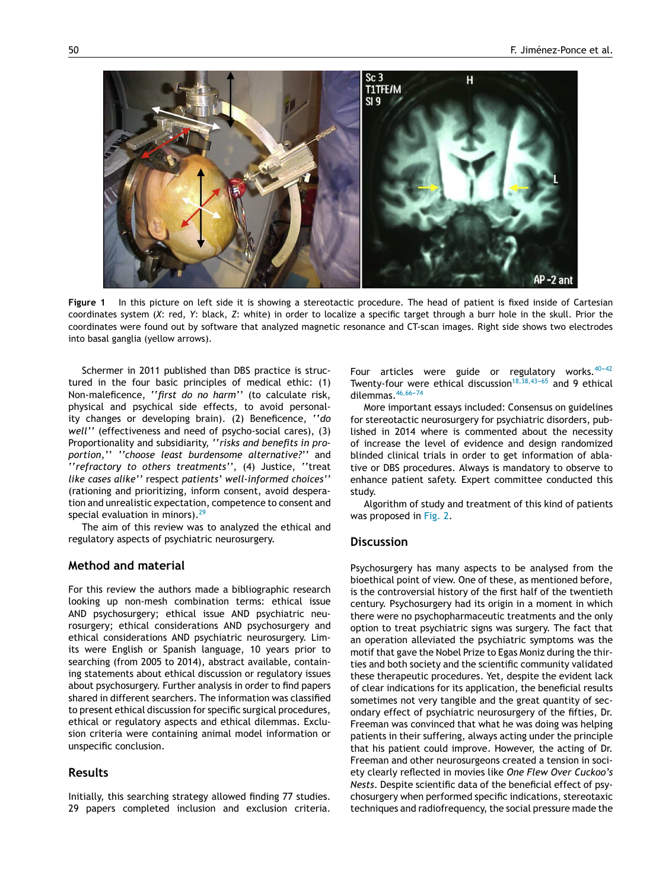**Figure 1** In this picture on left side it is showing a stereotactic procedure. The head of patient is fixed inside of Cartesian coordinates system (*X*: red, *Y*: black, *Z*: white) in order to localize a specific target through a burr hole in the skull. Prior the coordinates were found out by software that analyzed magnetic resonance and CT-scan images. Right side shows two electrodes into basal ganglia (yellow arrows).

Schermer in 2011 published than DBS practice is structured in the four basic principles of medical ethic: (1) Non-maleficence, *''first do no harm''* (to calculate risk, physical and psychical side effects, to avoid personality changes or developing brain). (2) Beneficence, *''do well''* (effectiveness and need of psycho-social cares), (3) Proportionality and subsidiarity, *''risks and benefits in proportion,'' ''choose least burdensome alternative?''* and *''refractory to others treatments''*, (4) Justice, *''treat like cases alike''* respect *patients' well-informed choices''* (rationing and prioritizing, inform consent, avoid desperation and unrealistic expectation, competence to consent and special evaluation in minors).[29]

The aim of this review was to analyzed the ethical and regulatory aspects of psychiatric neurosurgery.

## Method and material

For this review the authors made a bibliographic research looking up non-mesh combination terms: ethical issue AND psychosurgery; ethical issue AND psychiatric neurosurgery; ethical considerations AND psychosurgery and ethical considerations AND psychiatric neurosurgery. Limits were English or Spanish language, 10 years prior to searching (from 2005 to 2014), abstract available, containing statements about ethical discussion or regulatory issues about psychosurgery. Further analysis in order to find papers shared in different searchers. The information was classified to present ethical discussion for specific surgical procedures, ethical or regulatory aspects and ethical dilemmas. Exclusion criteria were containing animal model information or unspecific conclusion.

## Results

Initially, this searching strategy allowed finding 77 studies. 29 papers completed inclusion and exclusion criteria. Four articles were guide or regulatory works.[40-42] Twenty-four were ethical discussion[18,38,43-65] and 9 ethical dilemmas.[46,66-74]

More important essays included: Consensus on guidelines for stereotactic neurosurgery for psychiatric disorders, published in 2014 where is commented about the necessity of increase the level of evidence and design randomized blinded clinical trials in order to get information of ablative or DBS procedures. Always is mandatory to observe to enhance patient safety. Expert committee conducted this study.

Algorithm of study and treatment of this kind of patients was proposed in Fig. 2.

## Discussion

Psychosurgery has many aspects to be analysed from the bioethical point of view. One of these, as mentioned before, is the controversial history of the first half of the twentieth century. Psychosurgery had its origin in a moment in which there were no psychopharmaceutic treatments and the only option to treat psychiatric signs was surgery. The fact that an operation alleviated the psychiatric symptoms was the motif that gave the Nobel Prize to Egas Moniz during the thirties and both society and the scientific community validated these therapeutic procedures. Yet, despite the evident lack of clear indications for its application, the beneficial results sometimes not very tangible and the great quantity of secondary effect of psychiatric neurosurgery of the fifties, Dr. Freeman was convinced that what he was doing was helping patients in their suffering, always acting under the principle that his patient could improve. However, the acting of Dr. Freeman and other neurosurgeons created a tension in society clearly reflected in movies like *One Flew Over Cuckoo's Nests*. Despite scientific data of the beneficial effect of psychosurgery when performed specific indications, stereotaxic techniques and radiofrequency, the social pressure made the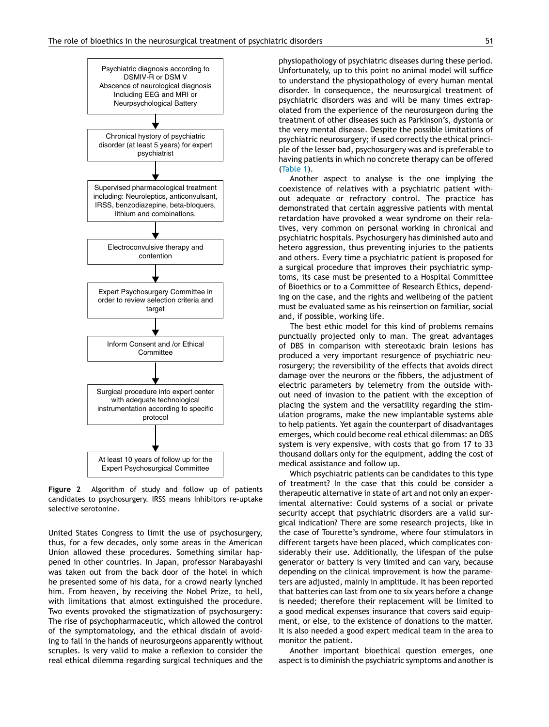Psychiatric diagnosis according to DSMIV-R or DSM V
Abscence of neurological diagnosis Including EEG and MRI or Neurpsychological Battery

↓

Chronical hystory of psychiatric disorder (at least 5 years) for expert psychiatrist

↓

Supervised pharmacological treatment including: Neuroleptics, anticonvulsant, IRSS, benzodiazepine, beta-bloquers, lithium and combinations.

↓

Electroconvulsive therapy and contention

↓

Expert Psychosurgery Committee in order to review selection criteria and target

↓

Inform Consent and /or Ethical Committee

↓

Surgical procedure into expert center with adequate technological instrumentation according to specific protocol

↓

At least 10 years of follow up for the Expert Psychosurgical Committee

**Figure 2** Algorithm of study and follow up of patients candidates to psychosurgery. IRSS means Inhibitors re-uptake selective serotonine.

United States Congress to limit the use of psychosurgery, thus, for a few decades, only some areas in the American Union allowed these procedures. Something similar happened in other countries. In Japan, professor Narabayashi was taken out from the back door of the hotel in which he presented some of his data, for a crowd nearly lynched him. From heaven, by receiving the Nobel Prize, to hell, with limitations that almost extinguished the procedure. Two events provoked the stigmatization of psychosurgery: The rise of psychopharmaceutic, which allowed the control of the symptomatology, and the ethical disdain of avoiding to fall in the hands of neurosurgeons apparently without scruples. Is very valid to make a reflexion to consider the real ethical dilemma regarding surgical techniques and the physiopathology of psychiatric diseases during these period. Unfortunately, up to this point no animal model will suffice to understand the physiopathology of every human mental disorder. In consequence, the neurosurgical treatment of psychiatric disorders was and will be many times extrapolated from the experience of the neurosurgeon during the treatment of other diseases such as Parkinson's, dystonia or the very mental disease. Despite the possible limitations of psychiatric neurosurgery; if used correctly the ethical principle of the lesser bad, psychosurgery was and is preferable to having patients in which no concrete therapy can be offered (Table 1).

Another aspect to analyse is the one implying the coexistence of relatives with a psychiatric patient without adequate or refractory control. The practice has demonstrated that certain aggressive patients with mental retardation have provoked a wear syndrome on their relatives, very common on personal working in chronical and psychiatric hospitals. Psychosurgery has diminished auto and hetero aggression, thus preventing injuries to the patients and others. Every time a psychiatric patient is proposed for a surgical procedure that improves their psychiatric symptoms, its case must be presented to a Hospital Committee of Bioethics or to a Committee of Research Ethics, depending on the case, and the rights and wellbeing of the patient must be evaluated same as his reinsertion on familiar, social and, if possible, working life.

The best ethic model for this kind of problems remains punctually projected only to man. The great advantages of DBS in comparison with stereotaxic brain lesions has produced a very important resurgence of psychiatric neurosurgery; the reversibility of the effects that avoids direct damage over the neurons or the fibbers, the adjustment of electric parameters by telemetry from the outside without need of invasion to the patient with the exception of placing the system and the versatility regarding the stimulation programs, make the new implantable systems able to help patients. Yet again the counterpart of disadvantages emerges, which could become real ethical dilemmas: an DBS system is very expensive, with costs that go from 17 to 33 thousand dollars only for the equipment, adding the cost of medical assistance and follow up.

Which psychiatric patients can be candidates to this type of treatment? In the case that this could be consider a therapeutic alternative in state of art and not only an experimental alternative: Could systems of a social or private security accept that psychiatric disorders are a valid surgical indication? There are some research projects, like in the case of Tourette's syndrome, where four stimulators in different targets have been placed, which complicates considerably their use. Additionally, the lifespan of the pulse generator or battery is very limited and can vary, because depending on the clinical improvement is how the parameters are adjusted, mainly in amplitude. It has been reported that batteries can last from one to six years before a change is needed; therefore their replacement will be limited to a good medical expenses insurance that covers said equipment, or else, to the existence of donations to the matter. It is also needed a good expert medical team in the area to monitor the patient.

Another important bioethical question emerges, one aspect is to diminish the psychiatric symptoms and another is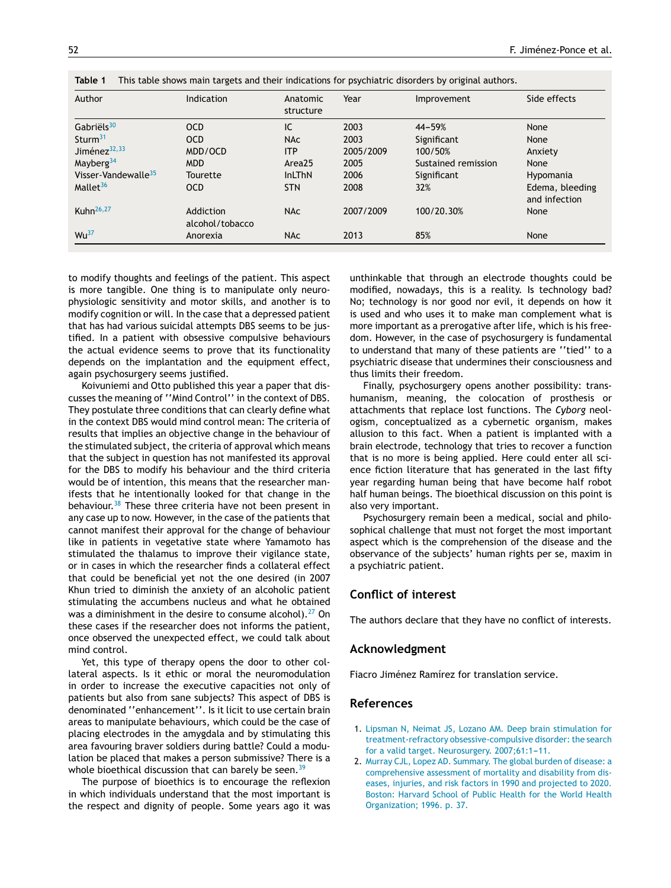**Table 1** This table shows main targets and their indications for psychiatric disorders by original authors.

| Author | Indication | Anatomic structure | Year | Improvement | Side effects |
|---|---|---|---|---|---|
| Gabriëls[30] | OCD | IC | 2003 | 44–59% | None |
| Sturm[31] | OCD | NAc | 2003 | Significant | None |
| Jiménez[32,33] | MDD/OCD | ITP | 2005/2009 | 100/50% | Anxiety |
| Mayberg[34] | MDD | Area25 | 2005 | Sustained remission | None |
| Visser-Vandewalle[35] | Tourette | InLThN | 2006 | Significant | Hypomania |
| Mallet[36] | OCD | STN | 2008 | 32% | Edema, bleeding and infection |
| Kuhn[26,27] | Addiction alcohol/tobacco | NAc | 2007/2009 | 100/20.30% | None |
| Wu[37] | Anorexia | NAc | 2013 | 85% | None |

to modify thoughts and feelings of the patient. This aspect is more tangible. One thing is to manipulate only neurophysiologic sensitivity and motor skills, and another is to modify cognition or will. In the case that a depressed patient that has had various suicidal attempts DBS seems to be justified. In a patient with obsessive compulsive behaviours the actual evidence seems to prove that its functionality depends on the implantation and the equipment effect, again psychosurgery seems justified.

Koivuniemi and Otto published this year a paper that discusses the meaning of ''Mind Control'' in the context of DBS. They postulate three conditions that can clearly define what in the context DBS would mind control mean: The criteria of results that implies an objective change in the behaviour of the stimulated subject, the criteria of approval which means that the subject in question has not manifested its approval for the DBS to modify his behaviour and the third criteria would be of intention, this means that the researcher manifests that he intentionally looked for that change in the behaviour.[38] These three criteria have not been present in any case up to now. However, in the case of the patients that cannot manifest their approval for the change of behaviour like in patients in vegetative state where Yamamoto has stimulated the thalamus to improve their vigilance state, or in cases in which the researcher finds a collateral effect that could be beneficial yet not the one desired (in 2007 Khun tried to diminish the anxiety of an alcoholic patient stimulating the accumbens nucleus and what he obtained was a diminishment in the desire to consume alcohol).[27] On these cases if the researcher does not informs the patient, once observed the unexpected effect, we could talk about mind control.

Yet, this type of therapy opens the door to other collateral aspects. Is it ethic or moral the neuromodulation in order to increase the executive capacities not only of patients but also from sane subjects? This aspect of DBS is denominated ''enhancement''. Is it licit to use certain brain areas to manipulate behaviours, which could be the case of placing electrodes in the amygdala and by stimulating this area favouring braver soldiers during battle? Could a modulation be placed that makes a person submissive? There is a whole bioethical discussion that can barely be seen.[39]

The purpose of bioethics is to encourage the reflexion in which individuals understand that the most important is the respect and dignity of people. Some years ago it was unthinkable that through an electrode thoughts could be modified, nowadays, this is a reality. Is technology bad? No; technology is nor good nor evil, it depends on how it is used and who uses it to make man complement what is more important as a prerogative after life, which is his freedom. However, in the case of psychosurgery is fundamental to understand that many of these patients are ''tied'' to a psychiatric disease that undermines their consciousness and thus limits their freedom.

Finally, psychosurgery opens another possibility: transhumanism, meaning, the colocation of prosthesis or attachments that replace lost functions. The *Cyborg* neologism, conceptualized as a cybernetic organism, makes allusion to this fact. When a patient is implanted with a brain electrode, technology that tries to recover a function that is no more is being applied. Here could enter all science fiction literature that has generated in the last fifty year regarding human being that have become half robot half human beings. The bioethical discussion on this point is also very important.

Psychosurgery remain been a medical, social and philosophical challenge that must not forget the most important aspect which is the comprehension of the disease and the observance of the subjects' human rights per se, maxim in a psychiatric patient.

## Conflict of interest

The authors declare that they have no conflict of interests.

## Acknowledgment

Fiacro Jiménez Ramírez for translation service.

## References

1. Lipsman N, Neimat JS, Lozano AM. Deep brain stimulation for treatment-refractory obsessive-compulsive disorder: the search for a valid target. Neurosurgery. 2007;61:1–11.
2. Murray CJL, Lopez AD. Summary. The global burden of disease: a comprehensive assessment of mortality and disability from diseases, injuries, and risk factors in 1990 and projected to 2020. Boston: Harvard School of Public Health for the World Health Organization; 1996. p. 37.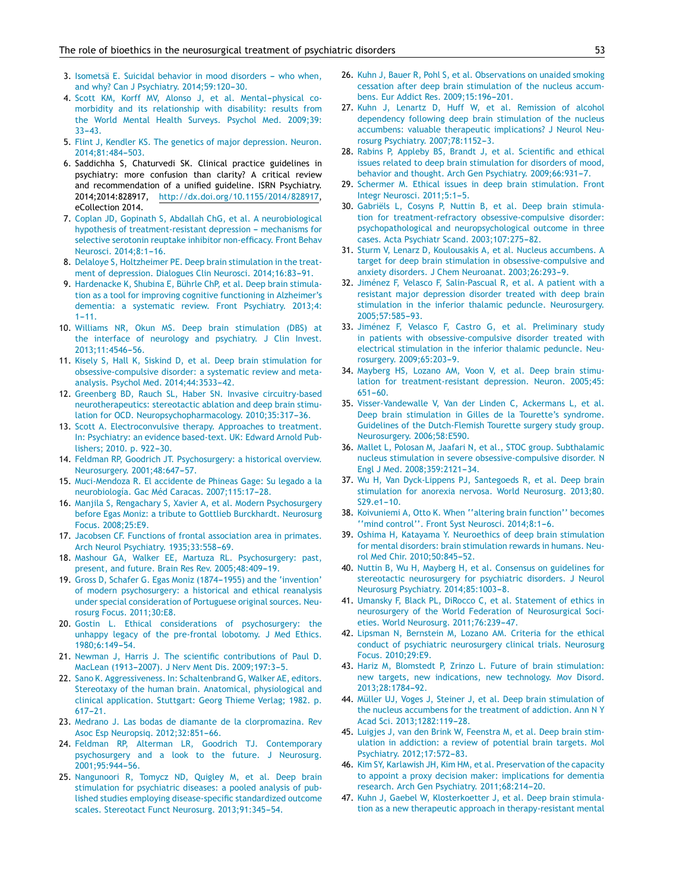3. Isometsä E. Suicidal behavior in mood disorders – who when, and why? Can J Psychiatry. 2014;59:120–30.
4. Scott KM, Korff MV, Alonso J, et al. Mental–physical comorbidity and its relationship with disability: results from the World Mental Health Surveys. Psychol Med. 2009;39:33–43.
5. Flint J, Kendler KS. The genetics of major depression. Neuron. 2014;81:484–503.
6. Saddichha S, Chaturvedi SK. Clinical practice guidelines in psychiatry: more confusion than clarity? A critical review and recommendation of a unified guideline. ISRN Psychiatry. 2014;2014:828917, http://dx.doi.org/10.1155/2014/828917, eCollection 2014.
7. Coplan JD, Gopinath S, Abdallah ChG, et al. A neurobiological hypothesis of treatment-resistant depression – mechanisms for selective serotonin reuptake inhibitor non-efficacy. Front Behav Neurosci. 2014;8:1–16.
8. Delaloye S, Holtzheimer PE. Deep brain stimulation in the treatment of depression. Dialogues Clin Neurosci. 2014;16:83–91.
9. Hardenacke K, Shubina E, Bührle ChP, et al. Deep brain stimulation as a tool for improving cognitive functioning in Alzheimer's dementia: a systematic review. Front Psychiatry. 2013;4:1–11.
10. Williams NR, Okun MS. Deep brain stimulation (DBS) at the interface of neurology and psychiatry. J Clin Invest. 2013;11:4546–56.
11. Kisely S, Hall K, Siskind D, et al. Deep brain stimulation for obsessive-compulsive disorder: a systematic review and meta-analysis. Psychol Med. 2014;44:3533–42.
12. Greenberg BD, Rauch SL, Haber SN. Invasive circuitry-based neurotherapeutics: stereotactic ablation and deep brain stimulation for OCD. Neuropsychopharmacology. 2010;35:317–36.
13. Scott A. Electroconvulsive therapy. Approaches to treatment. In: Psychiatry: an evidence based-text. UK: Edward Arnold Publishers; 2010. p. 922–30.
14. Feldman RP, Goodrich JT. Psychosurgery: a historical overview. Neurosurgery. 2001;48:647–57.
15. Muci-Mendoza R. El accidente de Phineas Gage: Su legado a la neurobiología. Gac Méd Caracas. 2007;115:17–28.
16. Manjila S, Rengachary S, Xavier A, et al. Modern Psychosurgery before Egas Moniz: a tribute to Gottlieb Burckhardt. Neurosurg Focus. 2008;25:E9.
17. Jacobsen CF. Functions of frontal association area in primates. Arch Neurol Psychiatry. 1935;33:558–69.
18. Mashour GA, Walker EE, Martuza RL. Psychosurgery: past, present, and future. Brain Res Rev. 2005;48:409–19.
19. Gross D, Schafer G. Egas Moniz (1874–1955) and the 'invention' of modern psychosurgery: a historical and ethical reanalysis under special consideration of Portuguese original sources. Neurosurg Focus. 2011;30:E8.
20. Gostin L. Ethical considerations of psychosurgery: the unhappy legacy of the pre-frontal lobotomy. J Med Ethics. 1980;6:149–54.
21. Newman J, Harris J. The scientific contributions of Paul D. MacLean (1913–2007). J Nerv Ment Dis. 2009;197:3–5.
22. Sano K. Aggressiveness. In: Schaltenbrand G, Walker AE, editors. Stereotaxy of the human brain. Anatomical, physiological and clinical application. Stuttgart: Georg Thieme Verlag; 1982. p. 617–21.
23. Medrano J. Las bodas de diamante de la clorpromazina. Rev Asoc Esp Neuropsiq. 2012;32:851–66.
24. Feldman RP, Alterman LR, Goodrich TJ. Contemporary psychosurgery and a look to the future. J Neurosurg. 2001;95:944–56.
25. Nangunoori R, Tomycz ND, Quigley M, et al. Deep brain stimulation for psychiatric diseases: a pooled analysis of published studies employing disease-specific standardized outcome scales. Stereotact Funct Neurosurg. 2013;91:345–54.
26. Kuhn J, Bauer R, Pohl S, et al. Observations on unaided smoking cessation after deep brain stimulation of the nucleus accumbens. Eur Addict Res. 2009;15:196–201.
27. Kuhn J, Lenartz D, Huff W, et al. Remission of alcohol dependency following deep brain stimulation of the nucleus accumbens: valuable therapeutic implications? J Neurol Neurosurg Psychiatry. 2007;78:1152–3.
28. Rabins P, Appleby BS, Brandt J, et al. Scientific and ethical issues related to deep brain stimulation for disorders of mood, behavior and thought. Arch Gen Psychiatry. 2009;66:931–7.
29. Schermer M. Ethical issues in deep brain stimulation. Front Integr Neurosci. 2011;5:1–5.
30. Gabriëls L, Cosyns P, Nuttin B, et al. Deep brain stimulation for treatment-refractory obsessive-compulsive disorder: psychopathological and neuropsychological outcome in three cases. Acta Psychiatr Scand. 2003;107:275–82.
31. Sturm V, Lenarz D, Koulousakis A, et al. Nucleus accumbens. A target for deep brain stimulation in obsessive-compulsive and anxiety disorders. J Chem Neuroanat. 2003;26:293–9.
32. Jiménez F, Velasco F, Salin-Pascual R, et al. A patient with a resistant major depression disorder treated with deep brain stimulation in the inferior thalamic peduncle. Neurosurgery. 2005;57:585–93.
33. Jiménez F, Velasco F, Castro G, et al. Preliminary study in patients with obsessive-compulsive disorder treated with electrical stimulation in the inferior thalamic peduncle. Neurosurgery. 2009;65:203–9.
34. Mayberg HS, Lozano AM, Voon V, et al. Deep brain stimulation for treatment-resistant depression. Neuron. 2005;45:651–60.
35. Visser-Vandewalle V, Van der Linden C, Ackermans L, et al. Deep brain stimulation in Gilles de la Tourette's syndrome. Guidelines of the Dutch-Flemish Tourette surgery study group. Neurosurgery. 2006;58:E590.
36. Mallet L, Polosan M, Jaafari N, et al., STOC group. Subthalamic nucleus stimulation in severe obsessive-compulsive disorder. N Engl J Med. 2008;359:2121–34.
37. Wu H, Van Dyck-Lippens PJ, Santegoeds R, et al. Deep brain stimulation for anorexia nervosa. World Neurosurg. 2013;80. S29.e1–10.
38. Koivuniemi A, Otto K. When ''altering brain function'' becomes ''mind control''. Front Syst Neurosci. 2014;8:1–6.
39. Oshima H, Katayama Y. Neuroethics of deep brain stimulation for mental disorders: brain stimulation rewards in humans. Neurol Med Chir. 2010;50:845–52.
40. Nuttin B, Wu H, Mayberg H, et al. Consensus on guidelines for stereotactic neurosurgery for psychiatric disorders. J Neurol Neurosurg Psychiatry. 2014;85:1003–8.
41. Umansky F, Black PL, DiRocco C, et al. Statement of ethics in neurosurgery of the World Federation of Neurosurgical Societies. World Neurosurg. 2011;76:239–47.
42. Lipsman N, Bernstein M, Lozano AM. Criteria for the ethical conduct of psychiatric neurosurgery clinical trials. Neurosurg Focus. 2010;29:E9.
43. Hariz M, Blomstedt P, Zrinzo L. Future of brain stimulation: new targets, new indications, new technology. Mov Disord. 2013;28:1784–92.
44. Müller UJ, Voges J, Steiner J, et al. Deep brain stimulation of the nucleus accumbens for the treatment of addiction. Ann N Y Acad Sci. 2013;1282:119–28.
45. Luigjes J, van den Brink W, Feenstra M, et al. Deep brain stimulation in addiction: a review of potential brain targets. Mol Psychiatry. 2012;17:572–83.
46. Kim SY, Karlawish JH, Kim HM, et al. Preservation of the capacity to appoint a proxy decision maker: implications for dementia research. Arch Gen Psychiatry. 2011;68:214–20.
47. Kuhn J, Gaebel W, Klosterkoetter J, et al. Deep brain stimulation as a new therapeutic approach in therapy-resistant mental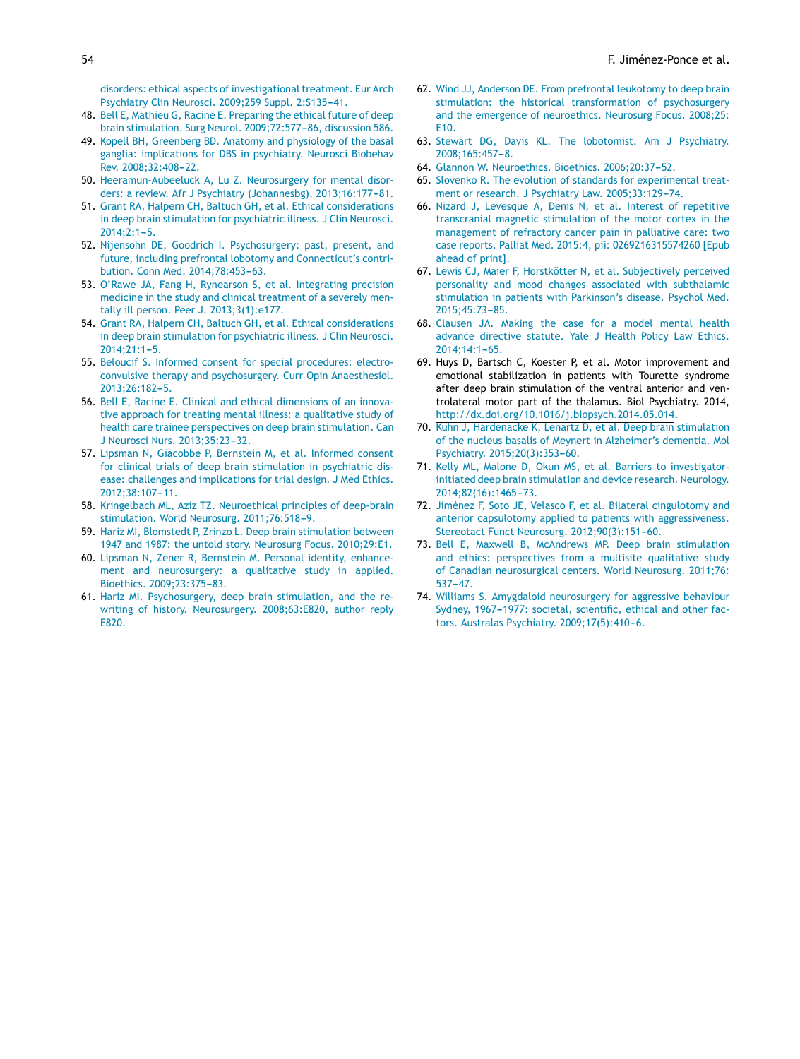disorders: ethical aspects of investigational treatment. Eur Arch Psychiatry Clin Neurosci. 2009;259 Suppl. 2:S135–41.

48. Bell E, Mathieu G, Racine E. Preparing the ethical future of deep brain stimulation. Surg Neurol. 2009;72:577–86, discussion 586.
49. Kopell BH, Greenberg BD. Anatomy and physiology of the basal ganglia: implications for DBS in psychiatry. Neurosci Biobehav Rev. 2008;32:408–22.
50. Heeramun-Aubeeluck A, Lu Z. Neurosurgery for mental disorders: a review. Afr J Psychiatry (Johannesbg). 2013;16:177–81.
51. Grant RA, Halpern CH, Baltuch GH, et al. Ethical considerations in deep brain stimulation for psychiatric illness. J Clin Neurosci. 2014;2:1–5.
52. Nijensohn DE, Goodrich I. Psychosurgery: past, present, and future, including prefrontal lobotomy and Connecticut's contribution. Conn Med. 2014;78:453–63.
53. O'Rawe JA, Fang H, Rynearson S, et al. Integrating precision medicine in the study and clinical treatment of a severely mentally ill person. Peer J. 2013;3(1):e177.
54. Grant RA, Halpern CH, Baltuch GH, et al. Ethical considerations in deep brain stimulation for psychiatric illness. J Clin Neurosci. 2014;21:1–5.
55. Beloucif S. Informed consent for special procedures: electroconvulsive therapy and psychosurgery. Curr Opin Anaesthesiol. 2013;26:182–5.
56. Bell E, Racine E. Clinical and ethical dimensions of an innovative approach for treating mental illness: a qualitative study of health care trainee perspectives on deep brain stimulation. Can J Neurosci Nurs. 2013;35:23–32.
57. Lipsman N, Giacobbe P, Bernstein M, et al. Informed consent for clinical trials of deep brain stimulation in psychiatric disease: challenges and implications for trial design. J Med Ethics. 2012;38:107–11.
58. Kringelbach ML, Aziz TZ. Neuroethical principles of deep-brain stimulation. World Neurosurg. 2011;76:518–9.
59. Hariz MI, Blomstedt P, Zrinzo L. Deep brain stimulation between 1947 and 1987: the untold story. Neurosurg Focus. 2010;29:E1.
60. Lipsman N, Zener R, Bernstein M. Personal identity, enhancement and neurosurgery: a qualitative study in applied. Bioethics. 2009;23:375–83.
61. Hariz MI. Psychosurgery, deep brain stimulation, and the re-writing of history. Neurosurgery. 2008;63:E820, author reply E820.
62. Wind JJ, Anderson DE. From prefrontal leukotomy to deep brain stimulation: the historical transformation of psychosurgery and the emergence of neuroethics. Neurosurg Focus. 2008;25:E10.
63. Stewart DG, Davis KL. The lobotomist. Am J Psychiatry. 2008;165:457–8.
64. Glannon W. Neuroethics. Bioethics. 2006;20:37–52.
65. Slovenko R. The evolution of standards for experimental treatment or research. J Psychiatry Law. 2005;33:129–74.
66. Nizard J, Levesque A, Denis N, et al. Interest of repetitive transcranial magnetic stimulation of the motor cortex in the management of refractory cancer pain in palliative care: two case reports. Palliat Med. 2015:4, pii: 0269216315574260 [Epub ahead of print].
67. Lewis CJ, Maier F, Horstkötter N, et al. Subjectively perceived personality and mood changes associated with subthalamic stimulation in patients with Parkinson's disease. Psychol Med. 2015;45:73–85.
68. Clausen JA. Making the case for a model mental health advance directive statute. Yale J Health Policy Law Ethics. 2014;14:1–65.
69. Huys D, Bartsch C, Koester P, et al. Motor improvement and emotional stabilization in patients with Tourette syndrome after deep brain stimulation of the ventral anterior and ventrolateral motor part of the thalamus. Biol Psychiatry. 2014, http://dx.doi.org/10.1016/j.biopsych.2014.05.014.
70. Kuhn J, Hardenacke K, Lenartz D, et al. Deep brain stimulation of the nucleus basalis of Meynert in Alzheimer's dementia. Mol Psychiatry. 2015;20(3):353–60.
71. Kelly ML, Malone D, Okun MS, et al. Barriers to investigator-initiated deep brain stimulation and device research. Neurology. 2014;82(16):1465–73.
72. Jiménez F, Soto JE, Velasco F, et al. Bilateral cingulotomy and anterior capsulotomy applied to patients with aggressiveness. Stereotact Funct Neurosurg. 2012;90(3):151–60.
73. Bell E, Maxwell B, McAndrews MP. Deep brain stimulation and ethics: perspectives from a multisite qualitative study of Canadian neurosurgical centers. World Neurosurg. 2011;76:537–47.
74. Williams S. Amygdaloid neurosurgery for aggressive behaviour Sydney, 1967–1977: societal, scientific, ethical and other factors. Australas Psychiatry. 2009;17(5):410–6.